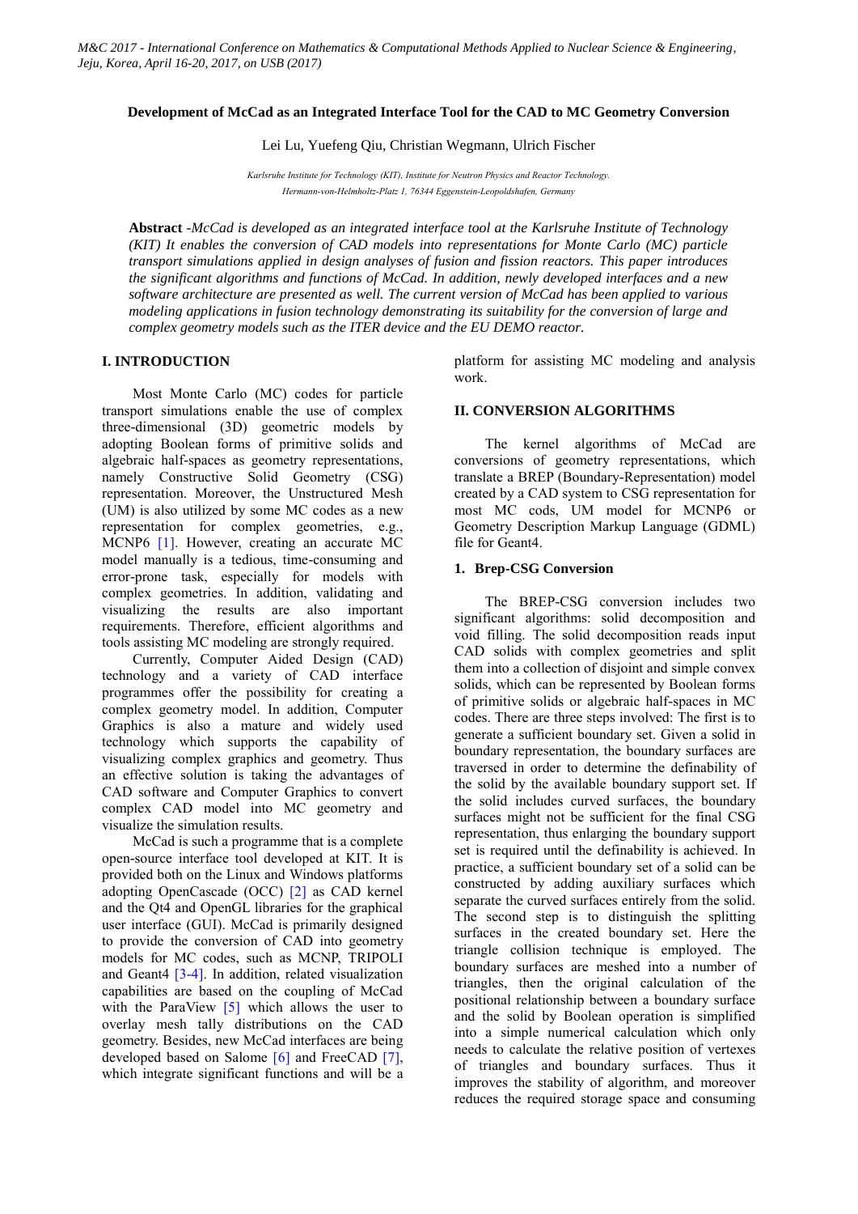# Development of McCad as an Integrated Interface Tool for the CAD to MC Geometry Conversion

Lei Lu, Yuefeng Qiu, Christian Wegmann, Ulrich Fischer

*Karlsruhe Institute for Technology (KIT), Institute for Neutron Physics and Reactor Technology.*
*Hermann-von-Helmholtz-Platz 1, 76344 Eggenstein-Leopoldshafen, Germany*

**Abstract** -*McCad is developed as an integrated interface tool at the Karlsruhe Institute of Technology (KIT) It enables the conversion of CAD models into representations for Monte Carlo (MC) particle transport simulations applied in design analyses of fusion and fission reactors. This paper introduces the significant algorithms and functions of McCad. In addition, newly developed interfaces and a new software architecture are presented as well. The current version of McCad has been applied to various modeling applications in fusion technology demonstrating its suitability for the conversion of large and complex geometry models such as the ITER device and the EU DEMO reactor.*

## I. INTRODUCTION

Most Monte Carlo (MC) codes for particle transport simulations enable the use of complex three-dimensional (3D) geometric models by adopting Boolean forms of primitive solids and algebraic half-spaces as geometry representations, namely Constructive Solid Geometry (CSG) representation. Moreover, the Unstructured Mesh (UM) is also utilized by some MC codes as a new representation for complex geometries, e.g., MCNP6 [1]. However, creating an accurate MC model manually is a tedious, time-consuming and error-prone task, especially for models with complex geometries. In addition, validating and visualizing the results are also important requirements. Therefore, efficient algorithms and tools assisting MC modeling are strongly required.

Currently, Computer Aided Design (CAD) technology and a variety of CAD interface programmes offer the possibility for creating a complex geometry model. In addition, Computer Graphics is also a mature and widely used technology which supports the capability of visualizing complex graphics and geometry. Thus an effective solution is taking the advantages of CAD software and Computer Graphics to convert complex CAD model into MC geometry and visualize the simulation results.

McCad is such a programme that is a complete open-source interface tool developed at KIT. It is provided both on the Linux and Windows platforms adopting OpenCascade (OCC) [2] as CAD kernel and the Qt4 and OpenGL libraries for the graphical user interface (GUI). McCad is primarily designed to provide the conversion of CAD into geometry models for MC codes, such as MCNP, TRIPOLI and Geant4 [3-4]. In addition, related visualization capabilities are based on the coupling of McCad with the ParaView [5] which allows the user to overlay mesh tally distributions on the CAD geometry. Besides, new McCad interfaces are being developed based on Salome [6] and FreeCAD [7], which integrate significant functions and will be a platform for assisting MC modeling and analysis work.

## II. CONVERSION ALGORITHMS

The kernel algorithms of McCad are conversions of geometry representations, which translate a BREP (Boundary-Representation) model created by a CAD system to CSG representation for most MC cods, UM model for MCNP6 or Geometry Description Markup Language (GDML) file for Geant4.

### 1. Brep-CSG Conversion

The BREP-CSG conversion includes two significant algorithms: solid decomposition and void filling. The solid decomposition reads input CAD solids with complex geometries and split them into a collection of disjoint and simple convex solids, which can be represented by Boolean forms of primitive solids or algebraic half-spaces in MC codes. There are three steps involved: The first is to generate a sufficient boundary set. Given a solid in boundary representation, the boundary surfaces are traversed in order to determine the definability of the solid by the available boundary support set. If the solid includes curved surfaces, the boundary surfaces might not be sufficient for the final CSG representation, thus enlarging the boundary support set is required until the definability is achieved. In practice, a sufficient boundary set of a solid can be constructed by adding auxiliary surfaces which separate the curved surfaces entirely from the solid. The second step is to distinguish the splitting surfaces in the created boundary set. Here the triangle collision technique is employed. The boundary surfaces are meshed into a number of triangles, then the original calculation of the positional relationship between a boundary surface and the solid by Boolean operation is simplified into a simple numerical calculation which only needs to calculate the relative position of vertexes of triangles and boundary surfaces. Thus it improves the stability of algorithm, and moreover reduces the required storage space and consuming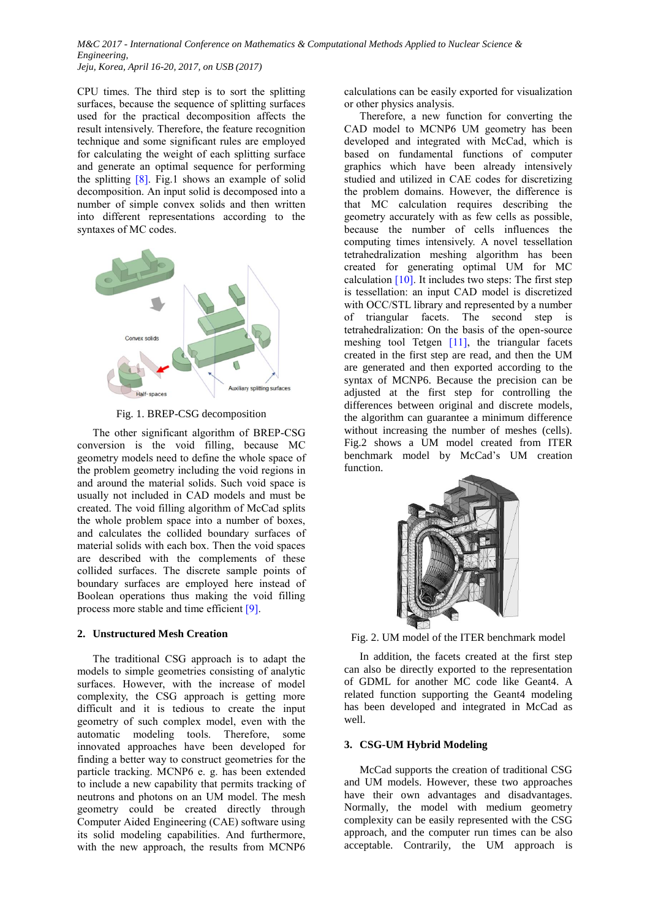CPU times. The third step is to sort the splitting surfaces, because the sequence of splitting surfaces used for the practical decomposition affects the result intensively. Therefore, the feature recognition technique and some significant rules are employed for calculating the weight of each splitting surface and generate an optimal sequence for performing the splitting [8]. Fig.1 shows an example of solid decomposition. An input solid is decomposed into a number of simple convex solids and then written into different representations according to the syntaxes of MC codes.

Fig. 1. BREP-CSG decomposition

The other significant algorithm of BREP-CSG conversion is the void filling, because MC geometry models need to define the whole space of the problem geometry including the void regions in and around the material solids. Such void space is usually not included in CAD models and must be created. The void filling algorithm of McCad splits the whole problem space into a number of boxes, and calculates the collided boundary surfaces of material solids with each box. Then the void spaces are described with the complements of these collided surfaces. The discrete sample points of boundary surfaces are employed here instead of Boolean operations thus making the void filling process more stable and time efficient [9].

## 2. Unstructured Mesh Creation

The traditional CSG approach is to adapt the models to simple geometries consisting of analytic surfaces. However, with the increase of model complexity, the CSG approach is getting more difficult and it is tedious to create the input geometry of such complex model, even with the automatic modeling tools. Therefore, some innovated approaches have been developed for finding a better way to construct geometries for the particle tracking. MCNP6 e. g. has been extended to include a new capability that permits tracking of neutrons and photons on an UM model. The mesh geometry could be created directly through Computer Aided Engineering (CAE) software using its solid modeling capabilities. And furthermore, with the new approach, the results from MCNP6 calculations can be easily exported for visualization or other physics analysis.

Therefore, a new function for converting the CAD model to MCNP6 UM geometry has been developed and integrated with McCad, which is based on fundamental functions of computer graphics which have been already intensively studied and utilized in CAE codes for discretizing the problem domains. However, the difference is that MC calculation requires describing the geometry accurately with as few cells as possible, because the number of cells influences the computing times intensively. A novel tessellation tetrahedralization meshing algorithm has been created for generating optimal UM for MC calculation [10]. It includes two steps: The first step is tessellation: an input CAD model is discretized with OCC/STL library and represented by a number of triangular facets. The second step is tetrahedralization: On the basis of the open-source meshing tool Tetgen [11], the triangular facets created in the first step are read, and then the UM are generated and then exported according to the syntax of MCNP6. Because the precision can be adjusted at the first step for controlling the differences between original and discrete models, the algorithm can guarantee a minimum difference without increasing the number of meshes (cells). Fig.2 shows a UM model created from ITER benchmark model by McCad's UM creation function.

Fig. 2. UM model of the ITER benchmark model

In addition, the facets created at the first step can also be directly exported to the representation of GDML for another MC code like Geant4. A related function supporting the Geant4 modeling has been developed and integrated in McCad as well.

## 3. CSG-UM Hybrid Modeling

McCad supports the creation of traditional CSG and UM models. However, these two approaches have their own advantages and disadvantages. Normally, the model with medium geometry complexity can be easily represented with the CSG approach, and the computer run times can be also acceptable. Contrarily, the UM approach is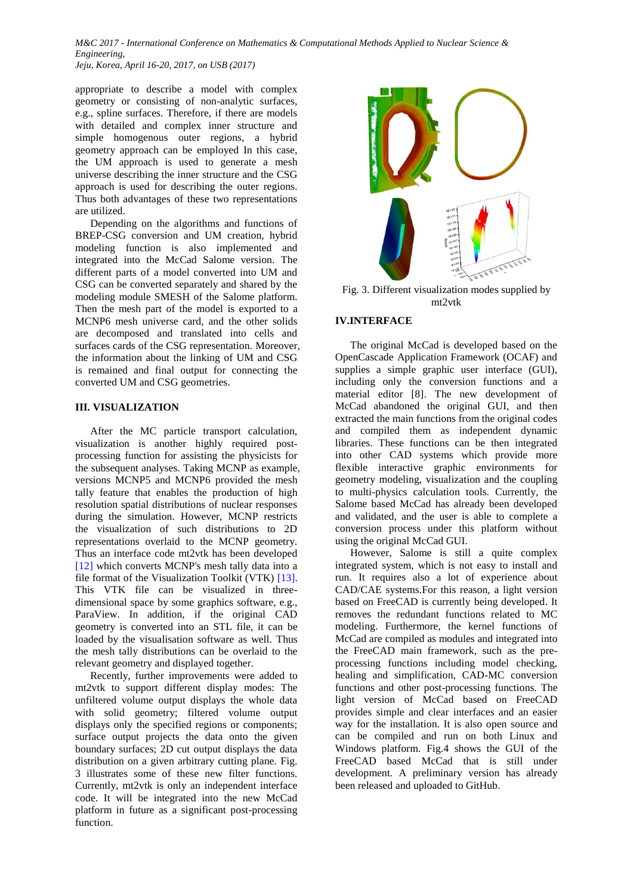appropriate to describe a model with complex geometry or consisting of non-analytic surfaces, e.g., spline surfaces. Therefore, if there are models with detailed and complex inner structure and simple homogenous outer regions, a hybrid geometry approach can be employed In this case, the UM approach is used to generate a mesh universe describing the inner structure and the CSG approach is used for describing the outer regions. Thus both advantages of these two representations are utilized.

Depending on the algorithms and functions of BREP-CSG conversion and UM creation, hybrid modeling function is also implemented and integrated into the McCad Salome version. The different parts of a model converted into UM and CSG can be converted separately and shared by the modeling module SMESH of the Salome platform. Then the mesh part of the model is exported to a MCNP6 mesh universe card, and the other solids are decomposed and translated into cells and surfaces cards of the CSG representation. Moreover, the information about the linking of UM and CSG is remained and final output for connecting the converted UM and CSG geometries.

## III. VISUALIZATION

After the MC particle transport calculation, visualization is another highly required post-processing function for assisting the physicists for the subsequent analyses. Taking MCNP as example, versions MCNP5 and MCNP6 provided the mesh tally feature that enables the production of high resolution spatial distributions of nuclear responses during the simulation. However, MCNP restricts the visualization of such distributions to 2D representations overlaid to the MCNP geometry. Thus an interface code mt2vtk has been developed [12] which converts MCNP's mesh tally data into a file format of the Visualization Toolkit (VTK) [13]. This VTK file can be visualized in three-dimensional space by some graphics software, e.g., ParaView. In addition, if the original CAD geometry is converted into an STL file, it can be loaded by the visualisation software as well. Thus the mesh tally distributions can be overlaid to the relevant geometry and displayed together.

Recently, further improvements were added to mt2vtk to support different display modes: The unfiltered volume output displays the whole data with solid geometry; filtered volume output displays only the specified regions or components; surface output projects the data onto the given boundary surfaces; 2D cut output displays the data distribution on a given arbitrary cutting plane. Fig. 3 illustrates some of these new filter functions. Currently, mt2vtk is only an independent interface code. It will be integrated into the new McCad platform in future as a significant post-processing function.

Fig. 3. Different visualization modes supplied by mt2vtk

## IV.INTERFACE

The original McCad is developed based on the OpenCascade Application Framework (OCAF) and supplies a simple graphic user interface (GUI), including only the conversion functions and a material editor [8]. The new development of McCad abandoned the original GUI, and then extracted the main functions from the original codes and compiled them as independent dynamic libraries. These functions can be then integrated into other CAD systems which provide more flexible interactive graphic environments for geometry modeling, visualization and the coupling to multi-physics calculation tools. Currently, the Salome based McCad has already been developed and validated, and the user is able to complete a conversion process under this platform without using the original McCad GUI.

However, Salome is still a quite complex integrated system, which is not easy to install and run. It requires also a lot of experience about CAD/CAE systems.For this reason, a light version based on FreeCAD is currently being developed. It removes the redundant functions related to MC modeling. Furthermore, the kernel functions of McCad are compiled as modules and integrated into the FreeCAD main framework, such as the pre-processing functions including model checking, healing and simplification, CAD-MC conversion functions and other post-processing functions. The light version of McCad based on FreeCAD provides simple and clear interfaces and an easier way for the installation. It is also open source and can be compiled and run on both Linux and Windows platform. Fig.4 shows the GUI of the FreeCAD based McCad that is still under development. A preliminary version has already been released and uploaded to GitHub.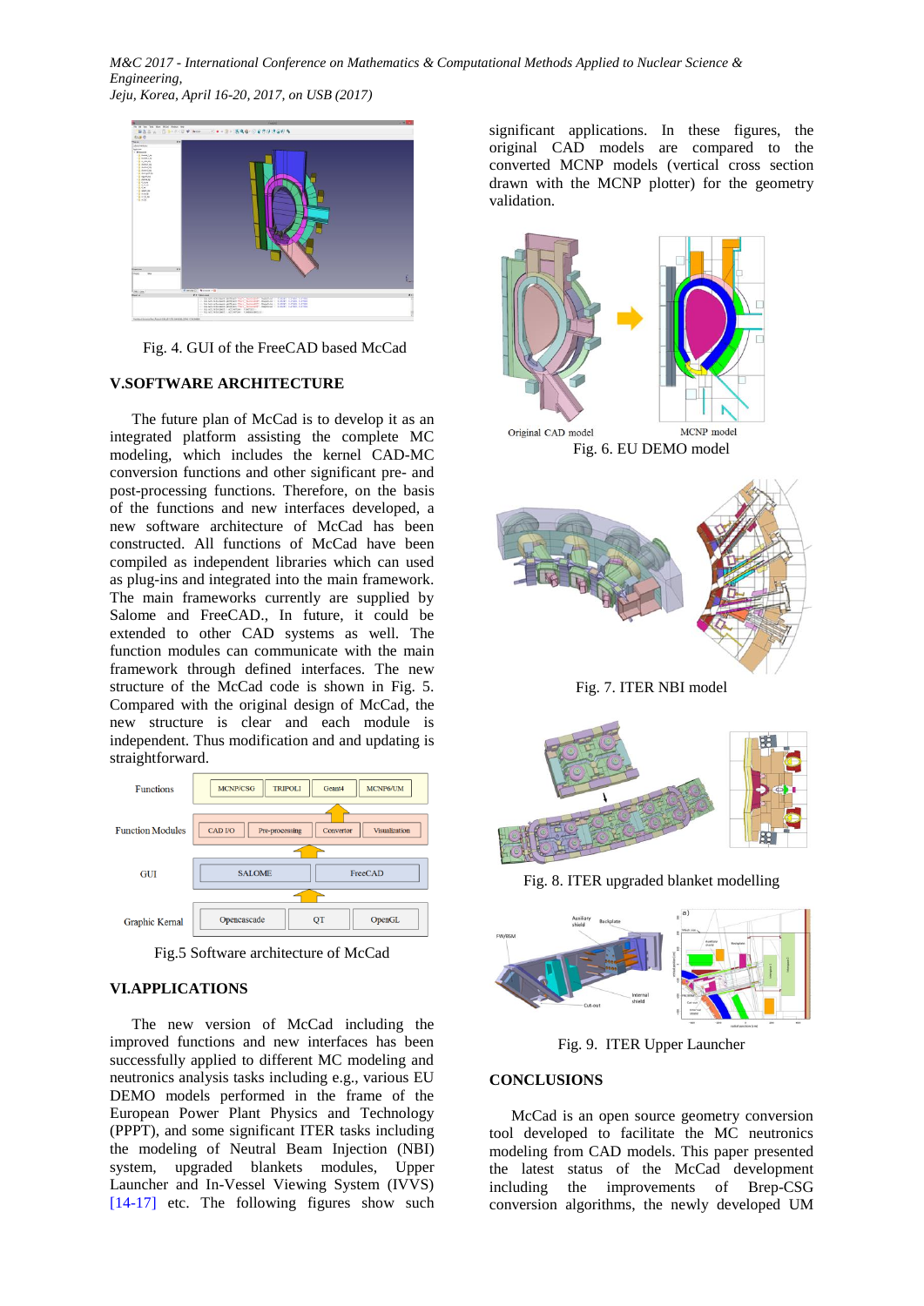Fig. 4. GUI of the FreeCAD based McCad

## V.SOFTWARE ARCHITECTURE

The future plan of McCad is to develop it as an integrated platform assisting the complete MC modeling, which includes the kernel CAD-MC conversion functions and other significant pre- and post-processing functions. Therefore, on the basis of the functions and new interfaces developed, a new software architecture of McCad has been constructed. All functions of McCad have been compiled as independent libraries which can used as plug-ins and integrated into the main framework. The main frameworks currently are supplied by Salome and FreeCAD., In future, it could be extended to other CAD systems as well. The function modules can communicate with the main framework through defined interfaces. The new structure of the McCad code is shown in Fig. 5. Compared with the original design of McCad, the new structure is clear and each module is independent. Thus modification and and updating is straightforward.

| | | | | |
|---|---|---|---|---|
| Functions | MCNP/CSG | TRIPOLI | Geant4 | MCNP6/UM |
| Function Modules | CAD I/O | Pre-processing | Convertor | Visualization |
| GUI | SALOME | | FreeCAD | |
| Graphic Kernal | Opencascade | QT | OpenGL | |

Fig.5 Software architecture of McCad

## VI.APPLICATIONS

The new version of McCad including the improved functions and new interfaces has been successfully applied to different MC modeling and neutronics analysis tasks including e.g., various EU DEMO models performed in the frame of the European Power Plant Physics and Technology (PPPT), and some significant ITER tasks including the modeling of Neutral Beam Injection (NBI) system, upgraded blankets modules, Upper Launcher and In-Vessel Viewing System (IVVS) [14-17] etc. The following figures show such significant applications. In these figures, the original CAD models are compared to the converted MCNP models (vertical cross section drawn with the MCNP plotter) for the geometry validation.

Original CAD model MCNP model

Fig. 6. EU DEMO model

Fig. 7. ITER NBI model

Fig. 8. ITER upgraded blanket modelling

Fig. 9. ITER Upper Launcher

## CONCLUSIONS

McCad is an open source geometry conversion tool developed to facilitate the MC neutronics modeling from CAD models. This paper presented the latest status of the McCad development including the improvements of Brep-CSG conversion algorithms, the newly developed UM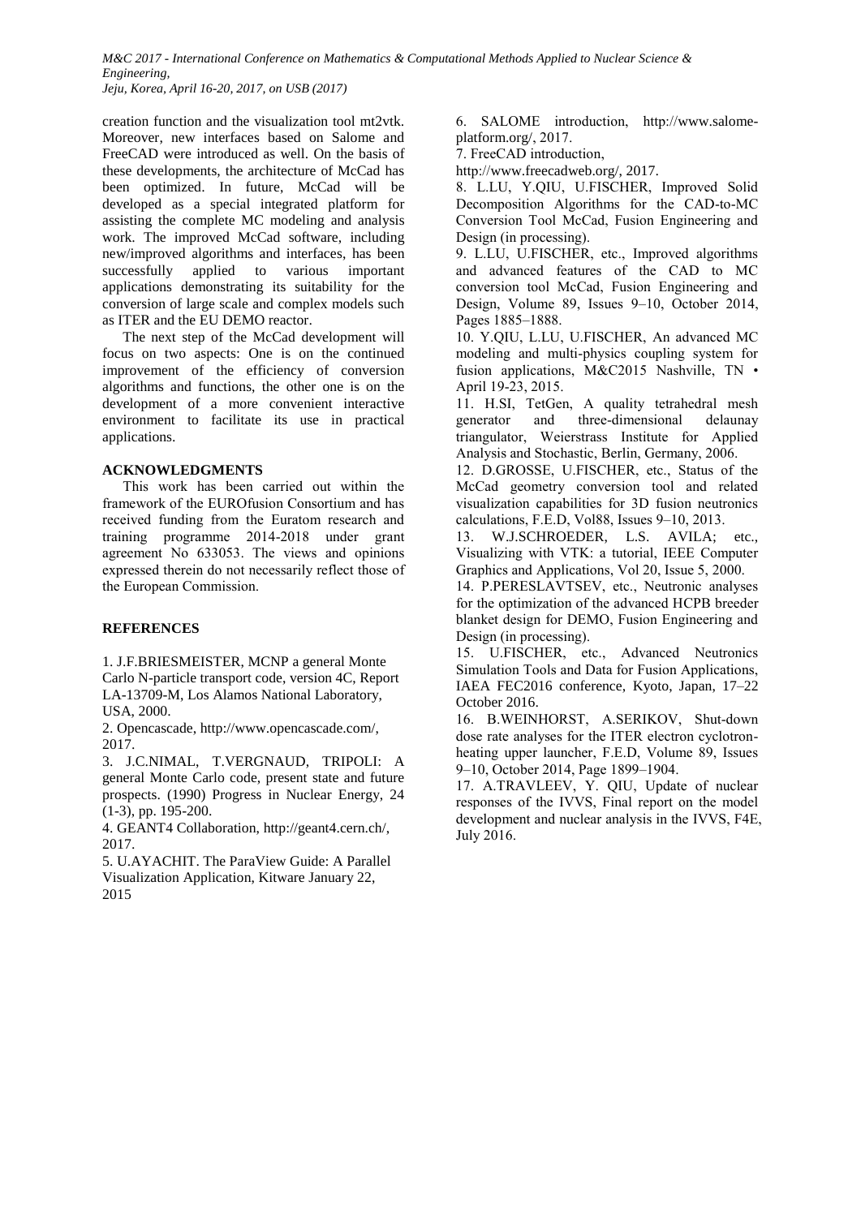creation function and the visualization tool mt2vtk. Moreover, new interfaces based on Salome and FreeCAD were introduced as well. On the basis of these developments, the architecture of McCad has been optimized. In future, McCad will be developed as a special integrated platform for assisting the complete MC modeling and analysis work. The improved McCad software, including new/improved algorithms and interfaces, has been successfully applied to various important applications demonstrating its suitability for the conversion of large scale and complex models such as ITER and the EU DEMO reactor.

The next step of the McCad development will focus on two aspects: One is on the continued improvement of the efficiency of conversion algorithms and functions, the other one is on the development of a more convenient interactive environment to facilitate its use in practical applications.

## ACKNOWLEDGMENTS

This work has been carried out within the framework of the EUROfusion Consortium and has received funding from the Euratom research and training programme 2014-2018 under grant agreement No 633053. The views and opinions expressed therein do not necessarily reflect those of the European Commission.

## REFERENCES

1. J.F.BRIESMEISTER, MCNP a general Monte Carlo N-particle transport code, version 4C, Report LA-13709-M, Los Alamos National Laboratory, USA, 2000.
2. Opencascade, http://www.opencascade.com/, 2017.
3. J.C.NIMAL, T.VERGNAUD, TRIPOLI: A general Monte Carlo code, present state and future prospects. (1990) Progress in Nuclear Energy, 24 (1-3), pp. 195-200.
4. GEANT4 Collaboration, http://geant4.cern.ch/, 2017.
5. U.AYACHIT. The ParaView Guide: A Parallel Visualization Application, Kitware January 22, 2015
6. SALOME introduction, http://www.salome-platform.org/, 2017.
7. FreeCAD introduction, http://www.freecadweb.org/, 2017.
8. L.LU, Y.QIU, U.FISCHER, Improved Solid Decomposition Algorithms for the CAD-to-MC Conversion Tool McCad, Fusion Engineering and Design (in processing).
9. L.LU, U.FISCHER, etc., Improved algorithms and advanced features of the CAD to MC conversion tool McCad, Fusion Engineering and Design, Volume 89, Issues 9–10, October 2014, Pages 1885–1888.
10. Y.QIU, L.LU, U.FISCHER, An advanced MC modeling and multi-physics coupling system for fusion applications, M&C2015 Nashville, TN • April 19-23, 2015.
11. H.SI, TetGen, A quality tetrahedral mesh generator and three-dimensional delaunay triangulator, Weierstrass Institute for Applied Analysis and Stochastic, Berlin, Germany, 2006.
12. D.GROSSE, U.FISCHER, etc., Status of the McCad geometry conversion tool and related visualization capabilities for 3D fusion neutronics calculations, F.E.D, Vol88, Issues 9–10, 2013.
13. W.J.SCHROEDER, L.S. AVILA; etc., Visualizing with VTK: a tutorial, IEEE Computer Graphics and Applications, Vol 20, Issue 5, 2000.
14. P.PERESLAVTSEV, etc., Neutronic analyses for the optimization of the advanced HCPB breeder blanket design for DEMO, Fusion Engineering and Design (in processing).
15. U.FISCHER, etc., Advanced Neutronics Simulation Tools and Data for Fusion Applications, IAEA FEC2016 conference, Kyoto, Japan, 17–22 October 2016.
16. B.WEINHORST, A.SERIKOV, Shut-down dose rate analyses for the ITER electron cyclotron-heating upper launcher, F.E.D, Volume 89, Issues 9–10, October 2014, Page 1899–1904.
17. A.TRAVLEEV, Y. QIU, Update of nuclear responses of the IVVS, Final report on the model development and nuclear analysis in the IVVS, F4E, July 2016.